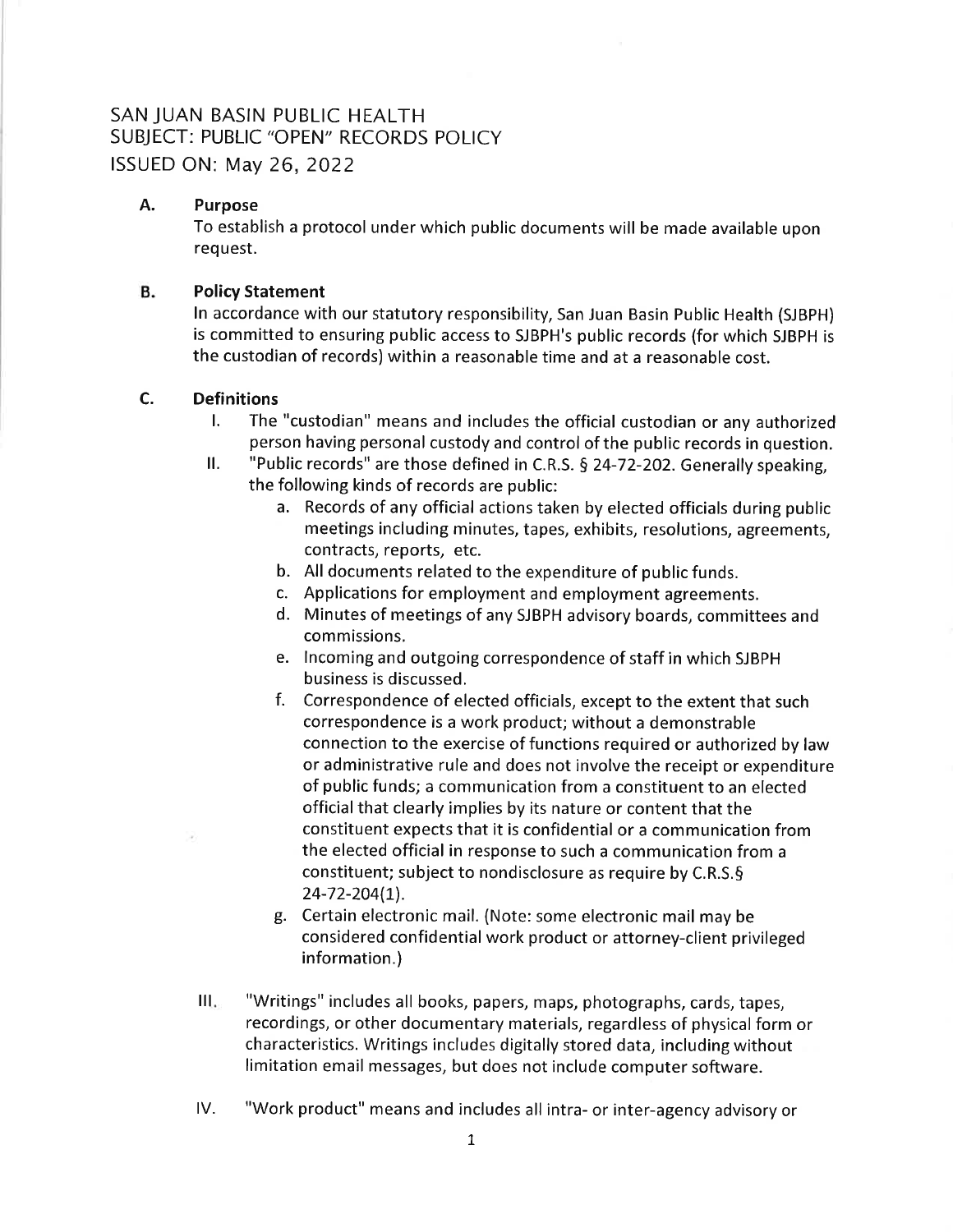SAN JUAN BASIN PUBLIC HEALTH
SUBJECT: PUBLIC "OPEN" RECORDS POLICY
ISSUED ON: May 26, 2022

**A. Purpose**

To establish a protocol under which public documents will be made available upon request.

**B. Policy Statement**

In accordance with our statutory responsibility, San Juan Basin Public Health (SJBPH) is committed to ensuring public access to SJBPH's public records (for which SJBPH is the custodian of records) within a reasonable time and at a reasonable cost.

**C. Definitions**

I. The "custodian" means and includes the official custodian or any authorized person having personal custody and control of the public records in question.

II. "Public records" are those defined in C.R.S. § 24-72-202. Generally speaking, the following kinds of records are public:

  a. Records of any official actions taken by elected officials during public meetings including minutes, tapes, exhibits, resolutions, agreements, contracts, reports, etc.
  b. All documents related to the expenditure of public funds.
  c. Applications for employment and employment agreements.
  d. Minutes of meetings of any SJBPH advisory boards, committees and commissions.
  e. Incoming and outgoing correspondence of staff in which SJBPH business is discussed.
  f. Correspondence of elected officials, except to the extent that such correspondence is a work product; without a demonstrable connection to the exercise of functions required or authorized by law or administrative rule and does not involve the receipt or expenditure of public funds; a communication from a constituent to an elected official that clearly implies by its nature or content that the constituent expects that it is confidential or a communication from the elected official in response to such a communication from a constituent; subject to nondisclosure as require by C.R.S.§ 24-72-204(1).
  g. Certain electronic mail. (Note: some electronic mail may be considered confidential work product or attorney-client privileged information.)

III. "Writings" includes all books, papers, maps, photographs, cards, tapes, recordings, or other documentary materials, regardless of physical form or characteristics. Writings includes digitally stored data, including without limitation email messages, but does not include computer software.

IV. "Work product" means and includes all intra- or inter-agency advisory or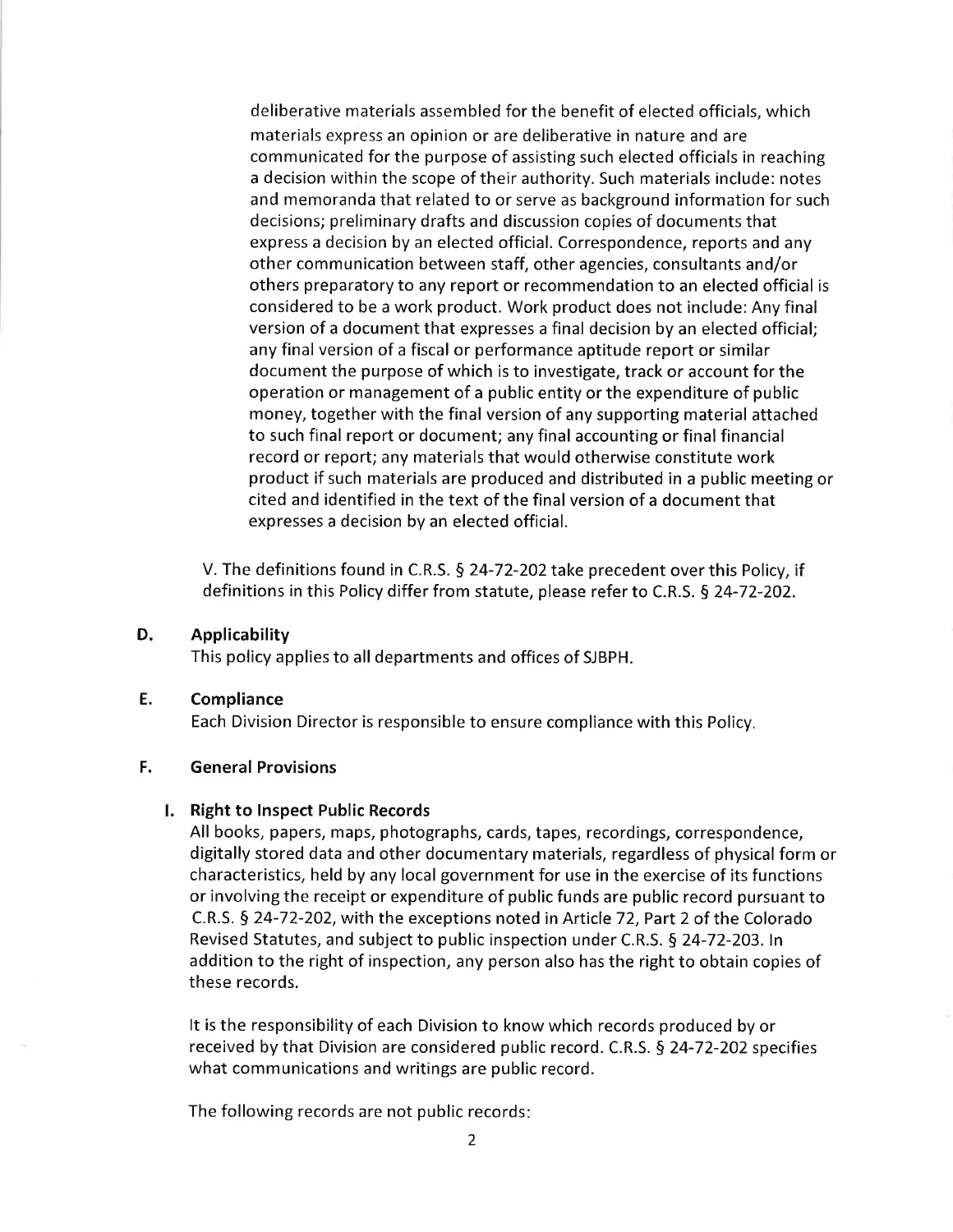deliberative materials assembled for the benefit of elected officials, which materials express an opinion or are deliberative in nature and are communicated for the purpose of assisting such elected officials in reaching a decision within the scope of their authority. Such materials include: notes and memoranda that related to or serve as background information for such decisions; preliminary drafts and discussion copies of documents that express a decision by an elected official. Correspondence, reports and any other communication between staff, other agencies, consultants and/or others preparatory to any report or recommendation to an elected official is considered to be a work product. Work product does not include: Any final version of a document that expresses a final decision by an elected official; any final version of a fiscal or performance aptitude report or similar document the purpose of which is to investigate, track or account for the operation or management of a public entity or the expenditure of public money, together with the final version of any supporting material attached to such final report or document; any final accounting or final financial record or report; any materials that would otherwise constitute work product if such materials are produced and distributed in a public meeting or cited and identified in the text of the final version of a document that expresses a decision by an elected official.

V. The definitions found in C.R.S. § 24-72-202 take precedent over this Policy, if definitions in this Policy differ from statute, please refer to C.R.S. § 24-72-202.

## D. Applicability

This policy applies to all departments and offices of SJBPH.

## E. Compliance

Each Division Director is responsible to ensure compliance with this Policy.

## F. General Provisions

### I. Right to Inspect Public Records

All books, papers, maps, photographs, cards, tapes, recordings, correspondence, digitally stored data and other documentary materials, regardless of physical form or characteristics, held by any local government for use in the exercise of its functions or involving the receipt or expenditure of public funds are public record pursuant to C.R.S. § 24-72-202, with the exceptions noted in Article 72, Part 2 of the Colorado Revised Statutes, and subject to public inspection under C.R.S. § 24-72-203. In addition to the right of inspection, any person also has the right to obtain copies of these records.

It is the responsibility of each Division to know which records produced by or received by that Division are considered public record. C.R.S. § 24-72-202 specifies what communications and writings are public record.

The following records are not public records: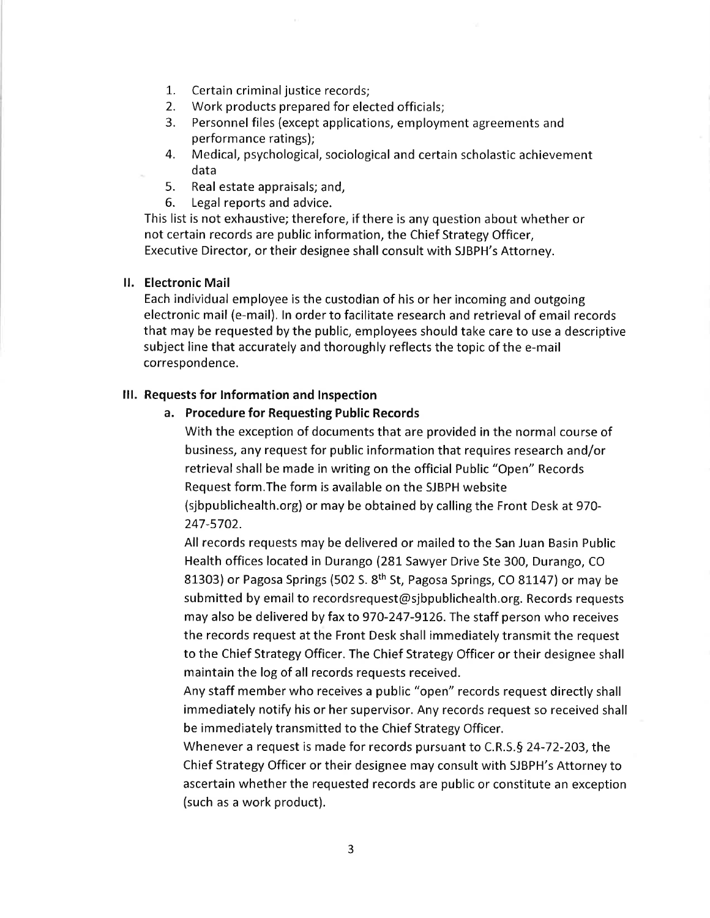1. Certain criminal justice records;
2. Work products prepared for elected officials;
3. Personnel files (except applications, employment agreements and performance ratings);
4. Medical, psychological, sociological and certain scholastic achievement data
5. Real estate appraisals; and,
6. Legal reports and advice.

This list is not exhaustive; therefore, if there is any question about whether or not certain records are public information, the Chief Strategy Officer, Executive Director, or their designee shall consult with SJBPH's Attorney.

## II. Electronic Mail

Each individual employee is the custodian of his or her incoming and outgoing electronic mail (e-mail). In order to facilitate research and retrieval of email records that may be requested by the public, employees should take care to use a descriptive subject line that accurately and thoroughly reflects the topic of the e-mail correspondence.

## III. Requests for Information and Inspection

### a. Procedure for Requesting Public Records

With the exception of documents that are provided in the normal course of business, any request for public information that requires research and/or retrieval shall be made in writing on the official Public "Open" Records Request form.The form is available on the SJBPH website (sjbpublichealth.org) or may be obtained by calling the Front Desk at 970-247-5702.

All records requests may be delivered or mailed to the San Juan Basin Public Health offices located in Durango (281 Sawyer Drive Ste 300, Durango, CO 81303) or Pagosa Springs (502 S. 8th St, Pagosa Springs, CO 81147) or may be submitted by email to recordsrequest@sjbpublichealth.org. Records requests may also be delivered by fax to 970-247-9126. The staff person who receives the records request at the Front Desk shall immediately transmit the request to the Chief Strategy Officer. The Chief Strategy Officer or their designee shall maintain the log of all records requests received.

Any staff member who receives a public "open" records request directly shall immediately notify his or her supervisor. Any records request so received shall be immediately transmitted to the Chief Strategy Officer.

Whenever a request is made for records pursuant to C.R.S.§ 24-72-203, the Chief Strategy Officer or their designee may consult with SJBPH's Attorney to ascertain whether the requested records are public or constitute an exception (such as a work product).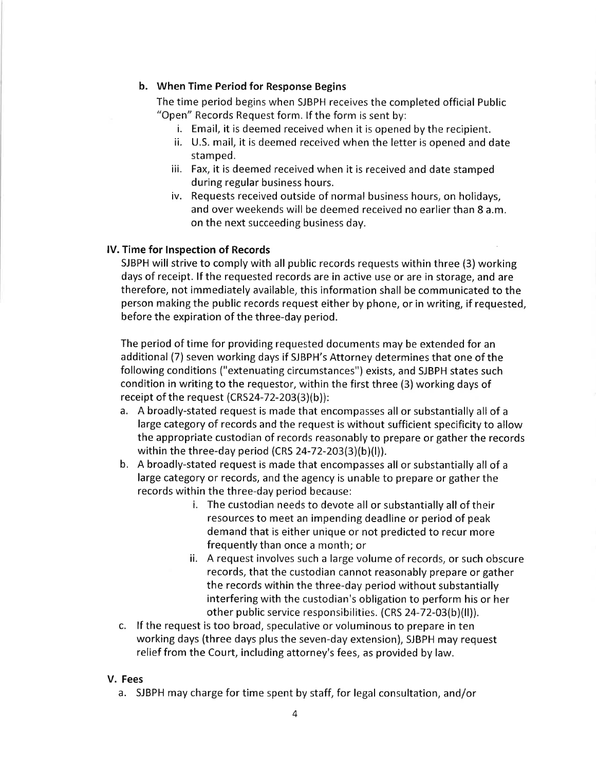### b. When Time Period for Response Begins

The time period begins when SJBPH receives the completed official Public "Open" Records Request form. If the form is sent by:

i. Email, it is deemed received when it is opened by the recipient.
ii. U.S. mail, it is deemed received when the letter is opened and date stamped.
iii. Fax, it is deemed received when it is received and date stamped during regular business hours.
iv. Requests received outside of normal business hours, on holidays, and over weekends will be deemed received no earlier than 8 a.m. on the next succeeding business day.

## IV. Time for Inspection of Records

SJBPH will strive to comply with all public records requests within three (3) working days of receipt. If the requested records are in active use or are in storage, and are therefore, not immediately available, this information shall be communicated to the person making the public records request either by phone, or in writing, if requested, before the expiration of the three-day period.

The period of time for providing requested documents may be extended for an additional (7) seven working days if SJBPH's Attorney determines that one of the following conditions ("extenuating circumstances") exists, and SJBPH states such condition in writing to the requestor, within the first three (3) working days of receipt of the request (CRS24-72-203(3)(b)):

a. A broadly-stated request is made that encompasses all or substantially all of a large category of records and the request is without sufficient specificity to allow the appropriate custodian of records reasonably to prepare or gather the records within the three-day period (CRS 24-72-203(3)(b)(I)).
b. A broadly-stated request is made that encompasses all or substantially all of a large category or records, and the agency is unable to prepare or gather the records within the three-day period because:
    i. The custodian needs to devote all or substantially all of their resources to meet an impending deadline or period of peak demand that is either unique or not predicted to recur more frequently than once a month; or
    ii. A request involves such a large volume of records, or such obscure records, that the custodian cannot reasonably prepare or gather the records within the three-day period without substantially interfering with the custodian's obligation to perform his or her other public service responsibilities. (CRS 24-72-03(b)(II)).
c. If the request is too broad, speculative or voluminous to prepare in ten working days (three days plus the seven-day extension), SJBPH may request relief from the Court, including attorney's fees, as provided by law.

## V. Fees

a. SJBPH may charge for time spent by staff, for legal consultation, and/or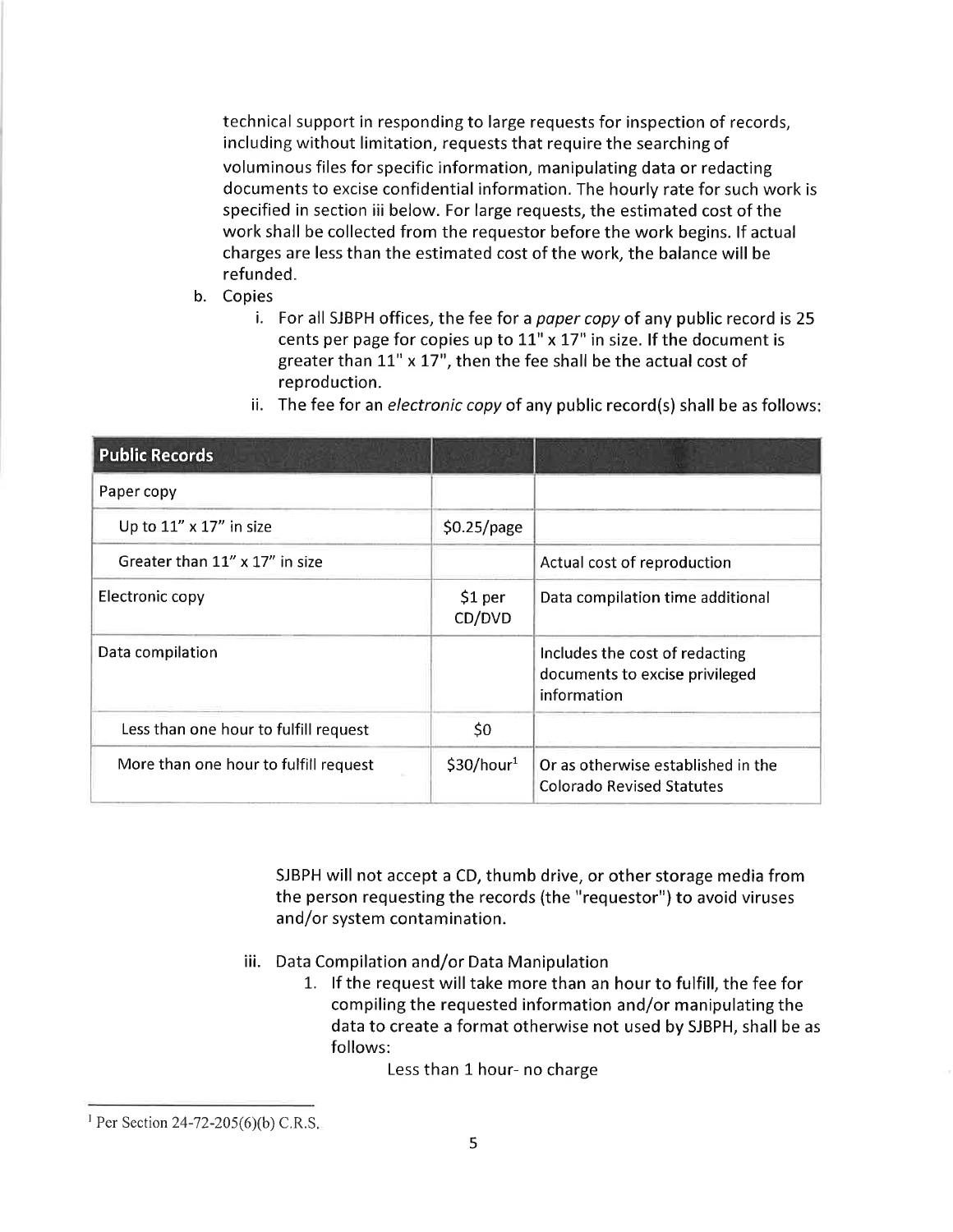technical support in responding to large requests for inspection of records, including without limitation, requests that require the searching of voluminous files for specific information, manipulating data or redacting documents to excise confidential information. The hourly rate for such work is specified in section iii below. For large requests, the estimated cost of the work shall be collected from the requestor before the work begins. If actual charges are less than the estimated cost of the work, the balance will be refunded.

b. Copies
   i. For all SJBPH offices, the fee for a *paper copy* of any public record is 25 cents per page for copies up to 11" x 17" in size. If the document is greater than 11" x 17", then the fee shall be the actual cost of reproduction.
   ii. The fee for an *electronic copy* of any public record(s) shall be as follows:

| Public Records | | |
|---|---|---|
| Paper copy | | |
| Up to 11" x 17" in size | $0.25/page | |
| Greater than 11" x 17" in size | | Actual cost of reproduction |
| Electronic copy | $1 per CD/DVD | Data compilation time additional |
| Data compilation | | Includes the cost of redacting documents to excise privileged information |
| Less than one hour to fulfill request | $0 | |
| More than one hour to fulfill request | $30/hour[1] | Or as otherwise established in the Colorado Revised Statutes |

SJBPH will not accept a CD, thumb drive, or other storage media from the person requesting the records (the "requestor") to avoid viruses and/or system contamination.

   iii. Data Compilation and/or Data Manipulation
      1. If the request will take more than an hour to fulfill, the fee for compiling the requested information and/or manipulating the data to create a format otherwise not used by SJBPH, shall be as follows:

         Less than 1 hour- no charge

[1] Per Section 24-72-205(6)(b) C.R.S.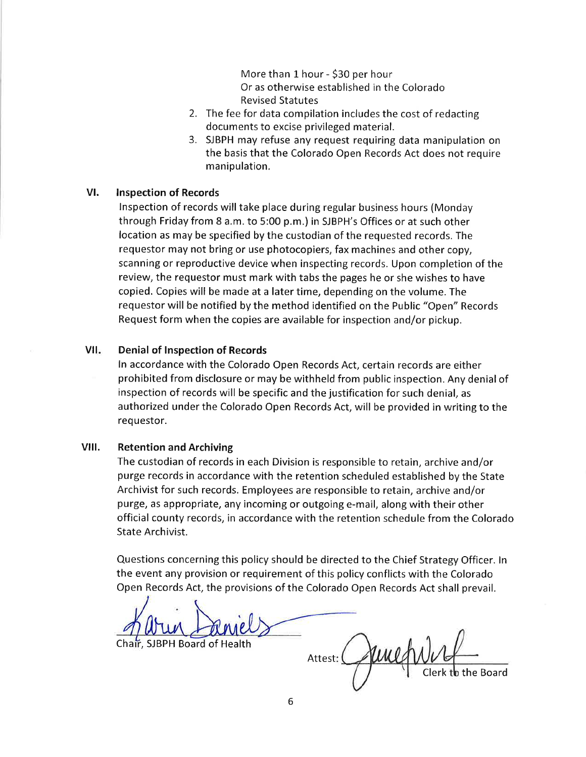More than 1 hour - $30 per hour
Or as otherwise established in the Colorado Revised Statutes

2. The fee for data compilation includes the cost of redacting documents to excise privileged material.
3. SJBPH may refuse any request requiring data manipulation on the basis that the Colorado Open Records Act does not require manipulation.

## VI. Inspection of Records

Inspection of records will take place during regular business hours (Monday through Friday from 8 a.m. to 5:00 p.m.) in SJBPH's Offices or at such other location as may be specified by the custodian of the requested records. The requestor may not bring or use photocopiers, fax machines and other copy, scanning or reproductive device when inspecting records. Upon completion of the review, the requestor must mark with tabs the pages he or she wishes to have copied. Copies will be made at a later time, depending on the volume. The requestor will be notified by the method identified on the Public "Open" Records Request form when the copies are available for inspection and/or pickup.

## VII. Denial of Inspection of Records

In accordance with the Colorado Open Records Act, certain records are either prohibited from disclosure or may be withheld from public inspection. Any denial of inspection of records will be specific and the justification for such denial, as authorized under the Colorado Open Records Act, will be provided in writing to the requestor.

## VIII. Retention and Archiving

The custodian of records in each Division is responsible to retain, archive and/or purge records in accordance with the retention scheduled established by the State Archivist for such records. Employees are responsible to retain, archive and/or purge, as appropriate, any incoming or outgoing e-mail, along with their other official county records, in accordance with the retention schedule from the Colorado State Archivist.

Questions concerning this policy should be directed to the Chief Strategy Officer. In the event any provision or requirement of this policy conflicts with the Colorado Open Records Act, the provisions of the Colorado Open Records Act shall prevail.

Karin Daniels
Chair, SJBPH Board of Health

Attest: [signature]
Clerk to the Board